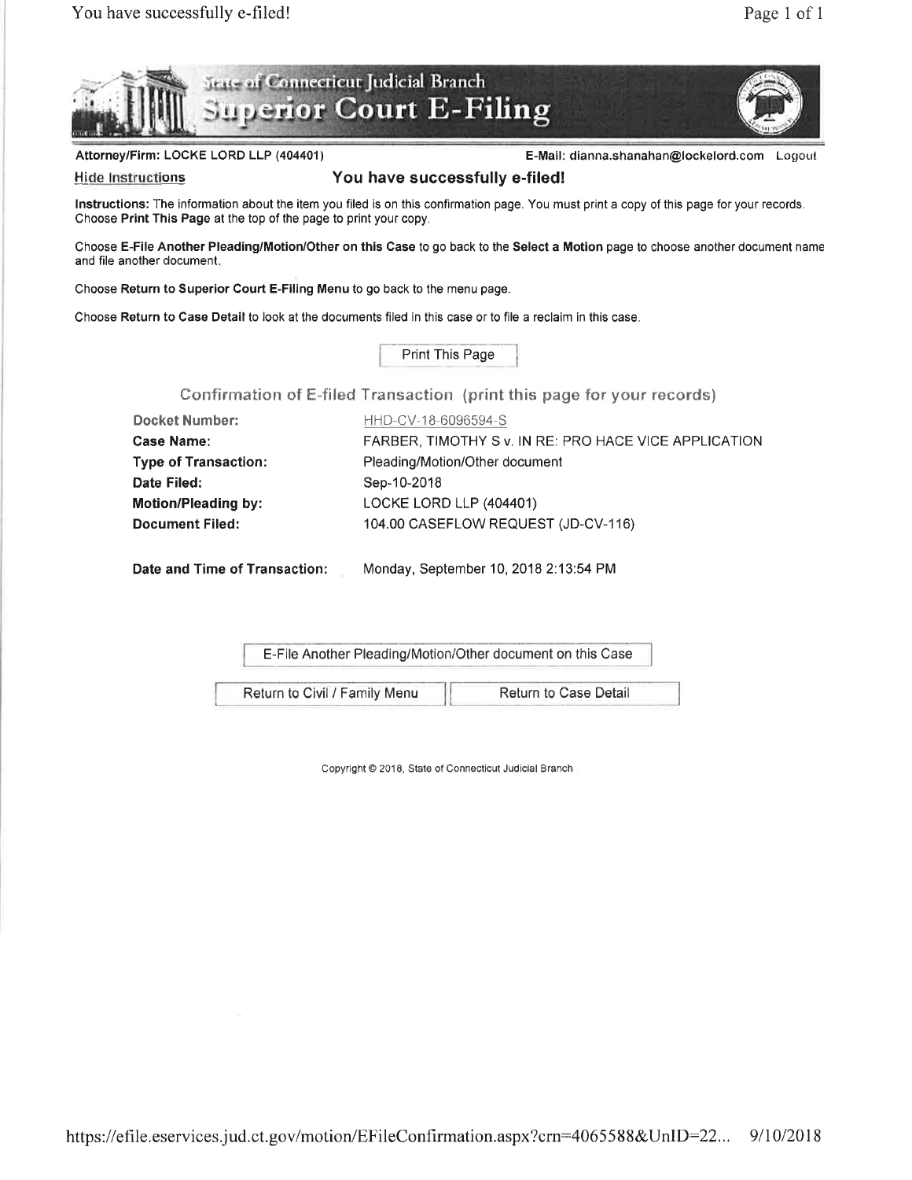# State of Connecticut Judicial Branch
## Superior Court E-Filing

**Attorney/Firm: LOCKE LORD LLP (404401)** **E-Mail: dianna.shanahan@lockelord.com** Logout

Hide Instructions

### You have successfully e-filed!

**Instructions:** The information about the item you filed is on this confirmation page. You must print a copy of this page for your records. Choose **Print This Page** at the top of the page to print your copy.

Choose **E-File Another Pleading/Motion/Other on this Case** to go back to the **Select a Motion** page to choose another document name and file another document.

Choose **Return to Superior Court E-Filing Menu** to go back to the menu page.

Choose **Return to Case Detail** to look at the documents filed in this case or to file a reclaim in this case.

Print This Page

### Confirmation of E-filed Transaction (print this page for your records)

| | |
|---|---|
| **Docket Number:** | HHD-CV-18-6096594-S |
| **Case Name:** | FARBER, TIMOTHY S v. IN RE: PRO HACE VICE APPLICATION |
| **Type of Transaction:** | Pleading/Motion/Other document |
| **Date Filed:** | Sep-10-2018 |
| **Motion/Pleading by:** | LOCKE LORD LLP (404401) |
| **Document Filed:** | 104.00 CASEFLOW REQUEST (JD-CV-116) |
| **Date and Time of Transaction:** | Monday, September 10, 2018 2:13:54 PM |

E-File Another Pleading/Motion/Other document on this Case

Return to Civil / Family Menu | Return to Case Detail

Copyright © 2018, State of Connecticut Judicial Branch

https://efile.eservices.jud.ct.gov/motion/EFileConfirmation.aspx?crn=4065588&UnID=22... 9/10/2018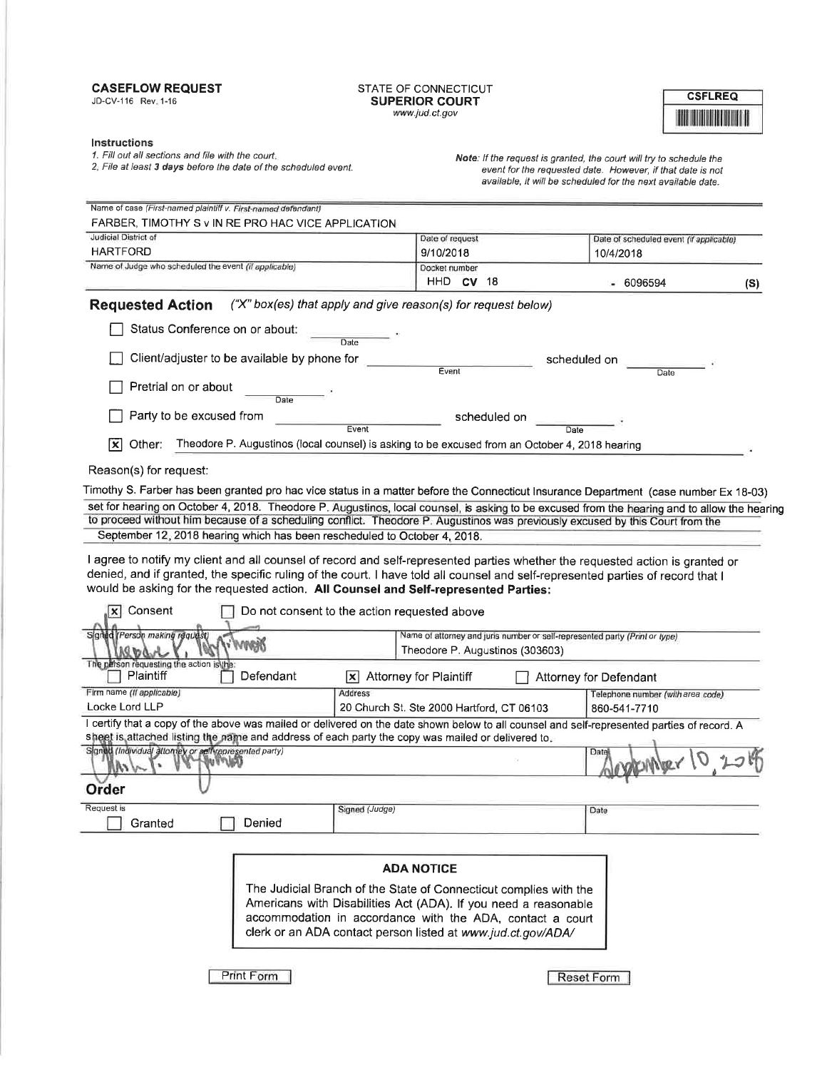**CASEFLOW REQUEST**
JD-CV-116 Rev. 1-16

STATE OF CONNECTICUT
**SUPERIOR COURT**
*www.jud.ct.gov*

**CSFLREQ**

**Instructions**
1. Fill out all sections and file with the court.
2. File at least **3 days** before the date of the scheduled event.

***Note**: If the request is granted, the court will try to schedule the event for the requested date. However, if that date is not available, it will be scheduled for the next available date.*

| Name of case *(First-named plaintiff v. First-named defendant)* | | |
|---|---|---|
| FARBER, TIMOTHY S v IN RE PRO HAC VICE APPLICATION | | |
| Judicial District of | Date of request | Date of scheduled event *(if applicable)* |
| HARTFORD | 9/10/2018 | 10/4/2018 |
| Name of Judge who scheduled the event *(if applicable)* | Docket number | |
| | HHD **CV** 18 - 6096594 (S) | |

## Requested Action *("X" box(es) that apply and give reason(s) for request below)*

- [ ] Status Conference on or about: ______ (Date).
- [ ] Client/adjuster to be available by phone for ______ (Event) scheduled on ______ (Date).
- [ ] Pretrial on or about ______ (Date).
- [ ] Party to be excused from ______ (Event) scheduled on ______ (Date).
- [x] Other: Theodore P. Augustinos (local counsel) is asking to be excused from an October 4, 2018 hearing.

Reason(s) for request:

Timothy S. Farber has been granted pro hac vice status in a matter before the Connecticut Insurance Department (case number Ex 18-03) set for hearing on October 4, 2018. Theodore P. Augustinos, local counsel, is asking to be excused from the hearing and to allow the hearing to proceed without him because of a scheduling conflict. Theodore P. Augustinos was previously excused by this Court from the September 12, 2018 hearing which has been rescheduled to October 4, 2018.

I agree to notify my client and all counsel of record and self-represented parties whether the requested action is granted or denied, and if granted, the specific ruling of the court. I have told all counsel and self-represented parties of record that I would be asking for the requested action. **All Counsel and Self-represented Parties:**

- [x] Consent
- [ ] Do not consent to the action requested above

| Signed *(Person making request)* | Name of attorney and juris number or self-represented party *(Print or type)* | |
|---|---|---|
| *[signature]* | Theodore P. Augustinos (303603) | |
| The person requesting the action is the: ☐ Plaintiff ☐ Defendant ☒ Attorney for Plaintiff ☐ Attorney for Defendant | | |
| Firm name *(if applicable)* | Address | Telephone number *(with area code)* |
| Locke Lord LLP | 20 Church St. Ste 2000 Hartford, CT 06103 | 860-541-7710 |

I certify that a copy of the above was mailed or delivered on the date shown below to all counsel and self-represented parties of record. A sheet is attached listing the name and address of each party the copy was mailed or delivered to.

| Signed *(Individual attorney or self-represented party)* | Date |
|---|---|
| *[signature]* | September 10, 2018 |

## Order

| Request is | Signed *(Judge)* | Date |
|---|---|---|
| ☐ Granted ☐ Denied | | |

**ADA NOTICE**

The Judicial Branch of the State of Connecticut complies with the Americans with Disabilities Act (ADA). If you need a reasonable accommodation in accordance with the ADA, contact a court clerk or an ADA contact person listed at *www.jud.ct.gov/ADA/*

Print Form Reset Form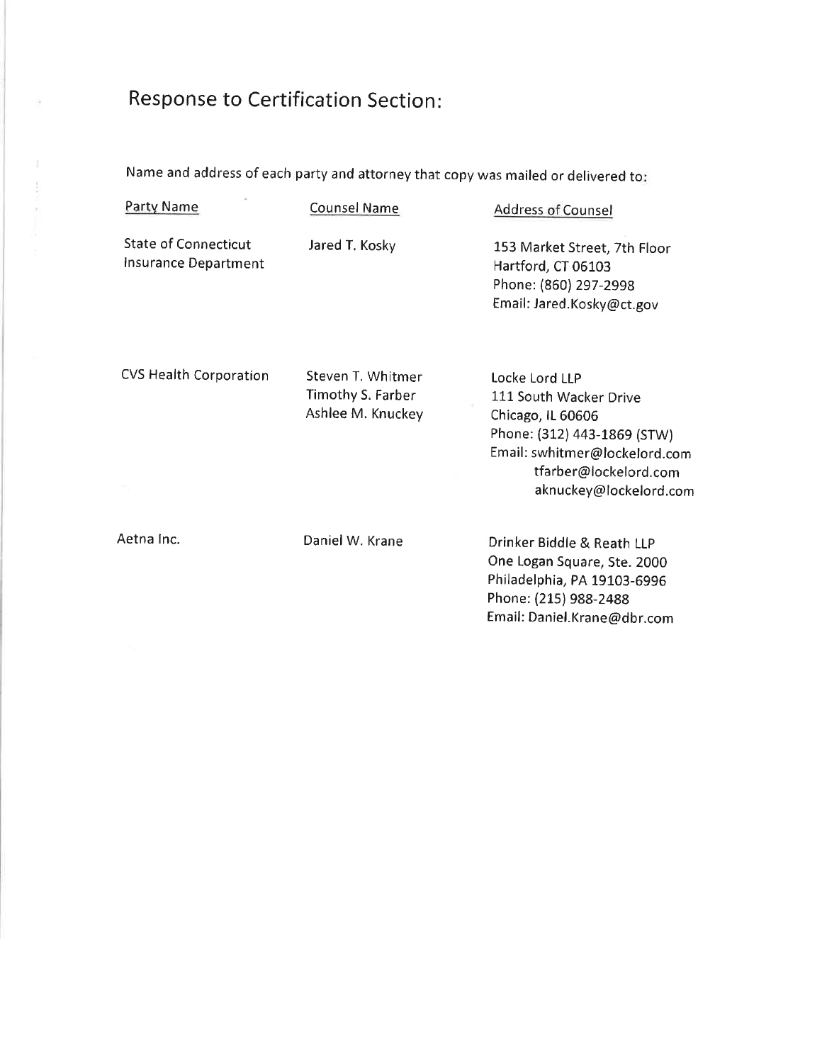# Response to Certification Section:

Name and address of each party and attorney that copy was mailed or delivered to:

| Party Name | Counsel Name | Address of Counsel |
| --- | --- | --- |
| State of Connecticut Insurance Department | Jared T. Kosky | 153 Market Street, 7th Floor<br>Hartford, CT 06103<br>Phone: (860) 297-2998<br>Email: Jared.Kosky@ct.gov |
| CVS Health Corporation | Steven T. Whitmer<br>Timothy S. Farber<br>Ashlee M. Knuckey | Locke Lord LLP<br>111 South Wacker Drive<br>Chicago, IL 60606<br>Phone: (312) 443-1869 (STW)<br>Email: swhitmer@lockelord.com<br>tfarber@lockelord.com<br>aknuckey@lockelord.com |
| Aetna Inc. | Daniel W. Krane | Drinker Biddle & Reath LLP<br>One Logan Square, Ste. 2000<br>Philadelphia, PA 19103-6996<br>Phone: (215) 988-2488<br>Email: Daniel.Krane@dbr.com |